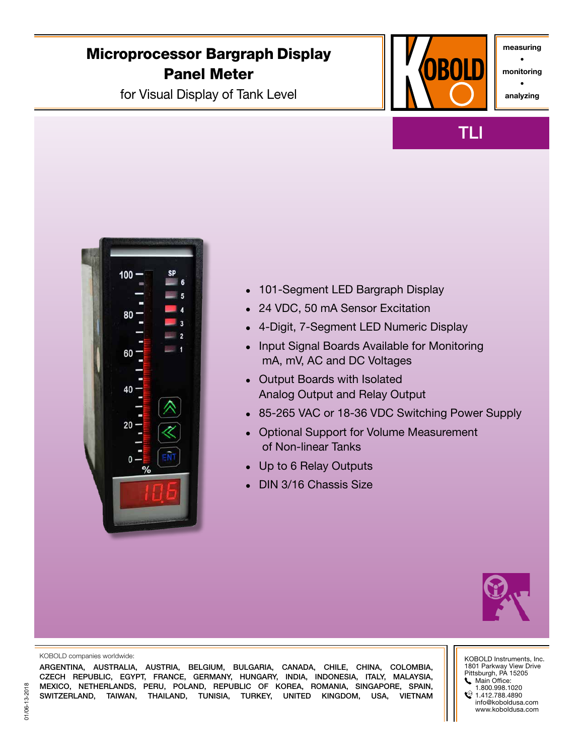# Microprocessor Bargraph Display Panel Meter

for Visual Display of Tank Level

measuring • monitoring • analyzing

## TLI

- 101-Segment LED Bargraph Display
- 24 VDC, 50 mA Sensor Excitation
- 4-Digit, 7-Segment LED Numeric Display
- Input Signal Boards Available for Monitoring mA, mV, AC and DC Voltages
- Output Boards with Isolated Analog Output and Relay Output
- 85-265 VAC or 18-36 VDC Switching Power Supply
- Optional Support for Volume Measurement of Non-linear Tanks
- Up to 6 Relay Outputs
- DIN 3/16 Chassis Size

KOBOLD companies worldwide:

ARGENTINA, AUSTRALIA, AUSTRIA, BELGIUM, BULGARIA, CANADA, CHILE, CHINA, COLOMBIA, CZECH REPUBLIC, EGYPT, FRANCE, GERMANY, HUNGARY, INDIA, INDONESIA, ITALY, MALAYSIA, MEXICO, NETHERLANDS, PERU, POLAND, REPUBLIC OF KOREA, ROMANIA, SINGAPORE, SPAIN, SWITZERLAND, TAIWAN, THAILAND, TUNISIA, TURKEY, UNITED KINGDOM, USA, VIETNAM

KOBOLD Instruments, Inc.
1801 Parkway View Drive
Pittsburgh, PA 15205
Main Office:
1.800.998.1020
1.412.788.4890
info@koboldusa.com
www.koboldusa.com

01/06-13-2018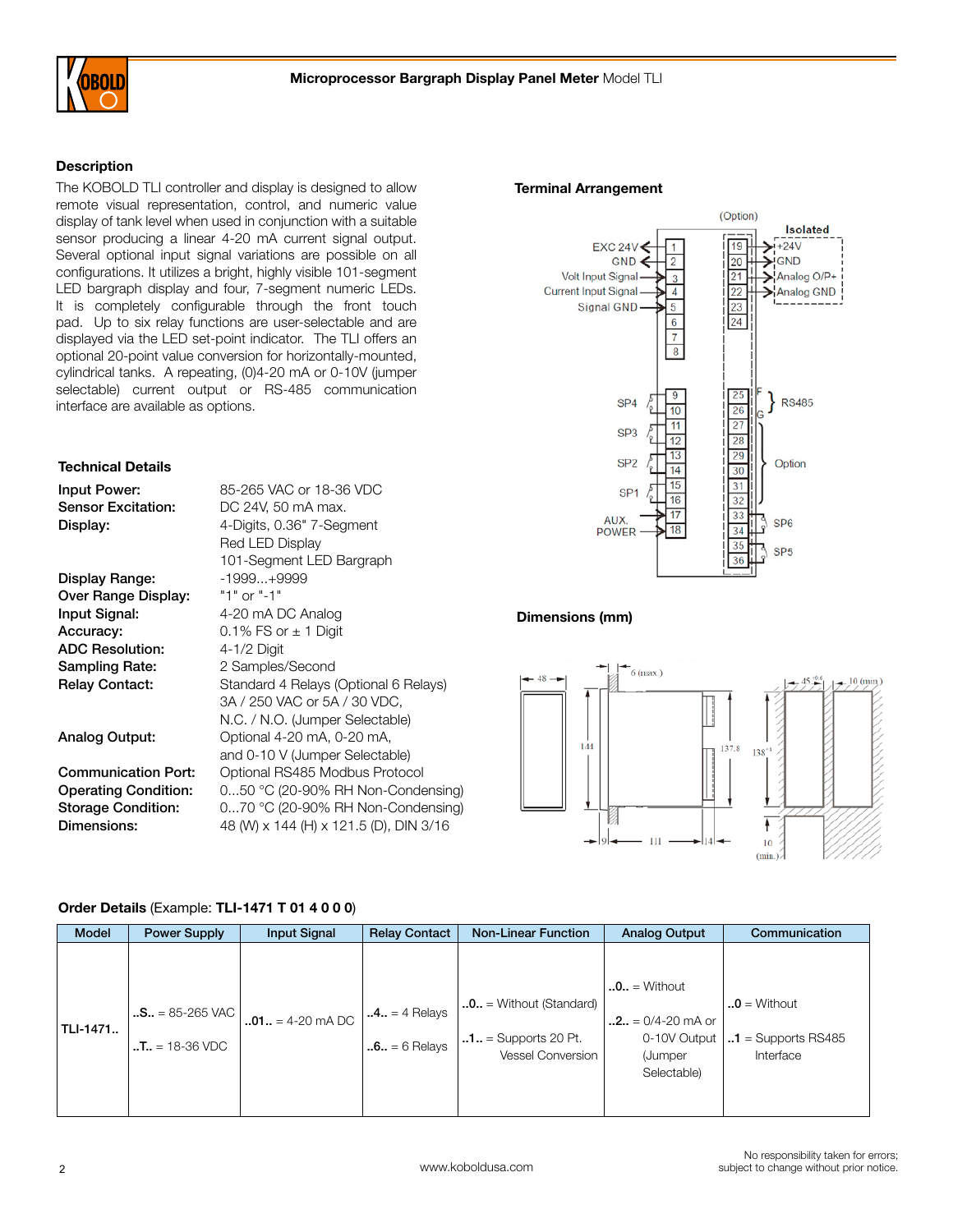## Description

The KOBOLD TLI controller and display is designed to allow remote visual representation, control, and numeric value display of tank level when used in conjunction with a suitable sensor producing a linear 4-20 mA current signal output. Several optional input signal variations are possible on all configurations. It utilizes a bright, highly visible 101-segment LED bargraph display and four, 7-segment numeric LEDs. It is completely configurable through the front touch pad. Up to six relay functions are user-selectable and are displayed via the LED set-point indicator. The TLI offers an optional 20-point value conversion for horizontally-mounted, cylindrical tanks. A repeating, (0)4-20 mA or 0-10V (jumper selectable) current output or RS-485 communication interface are available as options.

## Technical Details

| | |
|---|---|
| **Input Power:** | 85-265 VAC or 18-36 VDC |
| **Sensor Excitation:** | DC 24V, 50 mA max. |
| **Display:** | 4-Digits, 0.36" 7-Segment Red LED Display 101-Segment LED Bargraph |
| **Display Range:** | -1999...+9999 |
| **Over Range Display:** | "1" or "-1" |
| **Input Signal:** | 4-20 mA DC Analog |
| **Accuracy:** | 0.1% FS or ± 1 Digit |
| **ADC Resolution:** | 4-1/2 Digit |
| **Sampling Rate:** | 2 Samples/Second |
| **Relay Contact:** | Standard 4 Relays (Optional 6 Relays) 3A / 250 VAC or 5A / 30 VDC, N.C. / N.O. (Jumper Selectable) |
| **Analog Output:** | Optional 4-20 mA, 0-20 mA, and 0-10 V (Jumper Selectable) |
| **Communication Port:** | Optional RS485 Modbus Protocol |
| **Operating Condition:** | 0...50 °C (20-90% RH Non-Condensing) |
| **Storage Condition:** | 0...70 °C (20-90% RH Non-Condensing) |
| **Dimensions:** | 48 (W) x 144 (H) x 121.5 (D), DIN 3/16 |

## Terminal Arrangement

(Option)

EXC 24V 1
GND 2
Volt Input Signal 3
Current Input Signal 4
Signal GND 5
6
7
8

Isolated
19 +24V
20 GND
21 Analog O/P+
22 Analog GND
23
24

SP4 9, 10
SP3 11, 12
SP2 13, 14
SP1 15, 16
AUX. POWER 17, 18

25 F, 26 G } RS485
27–32 Option
SP6 33, 34
SP5 35, 36

## Dimensions (mm)

48
144
6 (max.)
9
111
14
137.8
45 +0.6
10 (min.)
138 +1
10 (min.)

## Order Details (Example: TLI-1471 T 01 4 0 0 0)

| Model | Power Supply | Input Signal | Relay Contact | Non-Linear Function | Analog Output | Communication |
|---|---|---|---|---|---|---|
| TLI-1471.. | ..S.. = 85-265 VAC<br>..T.. = 18-36 VDC | ..01.. = 4-20 mA DC | ..4.. = 4 Relays<br>..6.. = 6 Relays | ..0.. = Without (Standard)<br>..1.. = Supports 20 Pt. Vessel Conversion | ..0.. = Without<br>..2.. = 0/4-20 mA or 0-10V Output (Jumper Selectable) | ..0 = Without<br>..1 = Supports RS485 Interface |

www.koboldusa.com

No responsibility taken for errors; subject to change without prior notice.